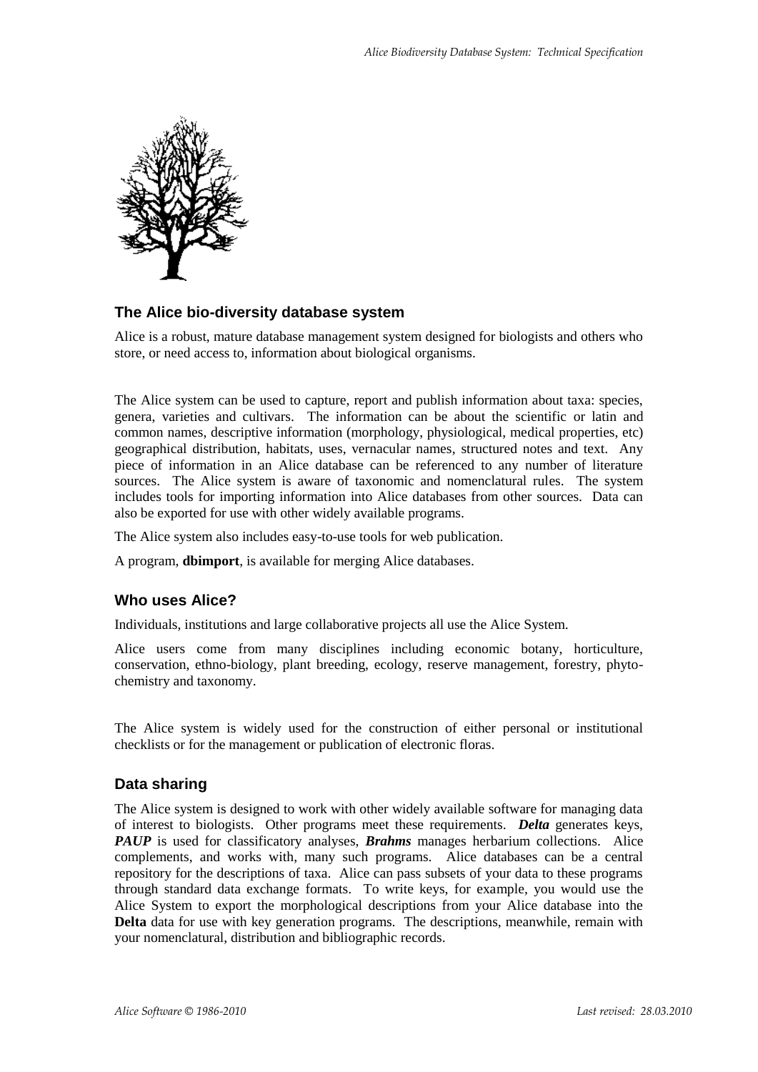## The Alice bio-diversity database system

Alice is a robust, mature database management system designed for biologists and others who store, or need access to, information about biological organisms.

The Alice system can be used to capture, report and publish information about taxa: species, genera, varieties and cultivars. The information can be about the scientific or latin and common names, descriptive information (morphology, physiological, medical properties, etc) geographical distribution, habitats, uses, vernacular names, structured notes and text. Any piece of information in an Alice database can be referenced to any number of literature sources. The Alice system is aware of taxonomic and nomenclatural rules. The system includes tools for importing information into Alice databases from other sources. Data can also be exported for use with other widely available programs.

The Alice system also includes easy-to-use tools for web publication.

A program, **dbimport**, is available for merging Alice databases.

## Who uses Alice?

Individuals, institutions and large collaborative projects all use the Alice System.

Alice users come from many disciplines including economic botany, horticulture, conservation, ethno-biology, plant breeding, ecology, reserve management, forestry, phyto-chemistry and taxonomy.

The Alice system is widely used for the construction of either personal or institutional checklists or for the management or publication of electronic floras.

## Data sharing

The Alice system is designed to work with other widely available software for managing data of interest to biologists. Other programs meet these requirements. ***Delta*** generates keys, ***PAUP*** is used for classificatory analyses, ***Brahms*** manages herbarium collections. Alice complements, and works with, many such programs. Alice databases can be a central repository for the descriptions of taxa. Alice can pass subsets of your data to these programs through standard data exchange formats. To write keys, for example, you would use the Alice System to export the morphological descriptions from your Alice database into the **Delta** data for use with key generation programs. The descriptions, meanwhile, remain with your nomenclatural, distribution and bibliographic records.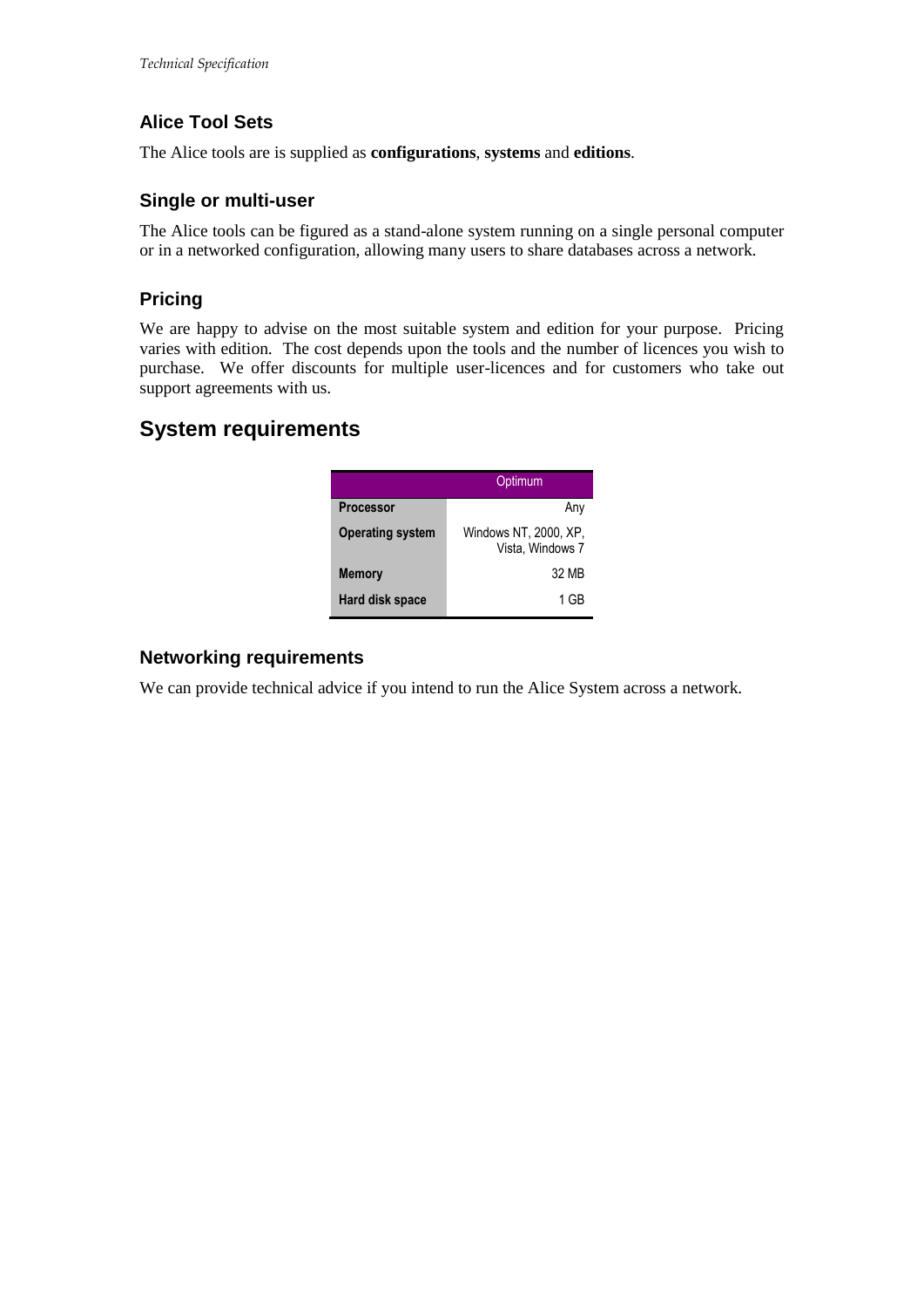## Alice Tool Sets

The Alice tools are is supplied as **configurations**, **systems** and **editions**.

## Single or multi-user

The Alice tools can be figured as a stand-alone system running on a single personal computer or in a networked configuration, allowing many users to share databases across a network.

## Pricing

We are happy to advise on the most suitable system and edition for your purpose. Pricing varies with edition. The cost depends upon the tools and the number of licences you wish to purchase. We offer discounts for multiple user-licences and for customers who take out support agreements with us.

# System requirements

| | Optimum |
| --- | --- |
| **Processor** | Any |
| **Operating system** | Windows NT, 2000, XP, Vista, Windows 7 |
| **Memory** | 32 MB |
| **Hard disk space** | 1 GB |

## Networking requirements

We can provide technical advice if you intend to run the Alice System across a network.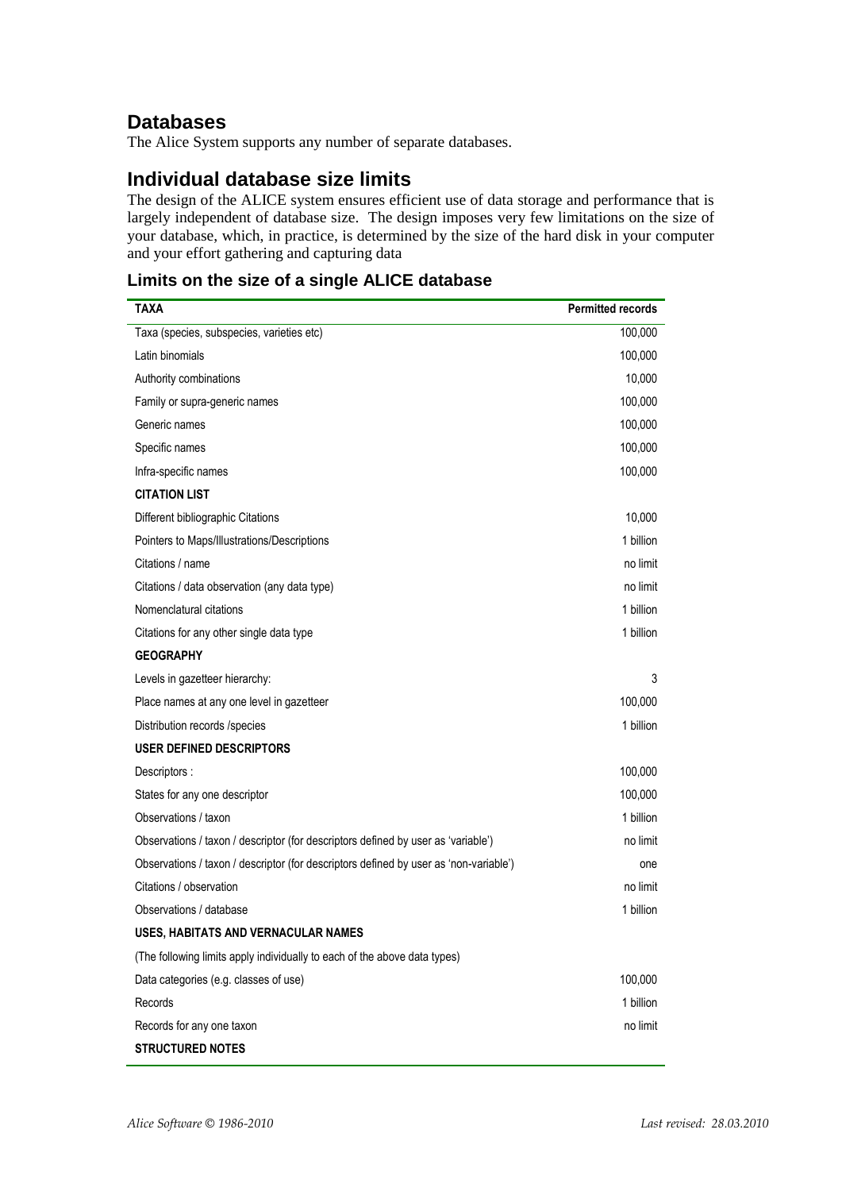## Databases

The Alice System supports any number of separate databases.

## Individual database size limits

The design of the ALICE system ensures efficient use of data storage and performance that is largely independent of database size. The design imposes very few limitations on the size of your database, which, in practice, is determined by the size of the hard disk in your computer and your effort gathering and capturing data

### Limits on the size of a single ALICE database

| **TAXA** | **Permitted records** |
|---|---:|
| Taxa (species, subspecies, varieties etc) | 100,000 |
| Latin binomials | 100,000 |
| Authority combinations | 10,000 |
| Family or supra-generic names | 100,000 |
| Generic names | 100,000 |
| Specific names | 100,000 |
| Infra-specific names | 100,000 |
| **CITATION LIST** | |
| Different bibliographic Citations | 10,000 |
| Pointers to Maps/Illustrations/Descriptions | 1 billion |
| Citations / name | no limit |
| Citations / data observation (any data type) | no limit |
| Nomenclatural citations | 1 billion |
| Citations for any other single data type | 1 billion |
| **GEOGRAPHY** | |
| Levels in gazetteer hierarchy: | 3 |
| Place names at any one level in gazetteer | 100,000 |
| Distribution records /species | 1 billion |
| **USER DEFINED DESCRIPTORS** | |
| Descriptors : | 100,000 |
| States for any one descriptor | 100,000 |
| Observations / taxon | 1 billion |
| Observations / taxon / descriptor (for descriptors defined by user as 'variable') | no limit |
| Observations / taxon / descriptor (for descriptors defined by user as 'non-variable') | one |
| Citations / observation | no limit |
| Observations / database | 1 billion |
| **USES, HABITATS AND VERNACULAR NAMES** | |
| (The following limits apply individually to each of the above data types) | |
| Data categories (e.g. classes of use) | 100,000 |
| Records | 1 billion |
| Records for any one taxon | no limit |
| **STRUCTURED NOTES** | |

*Alice Software © 1986-2010* *Last revised: 28.03.2010*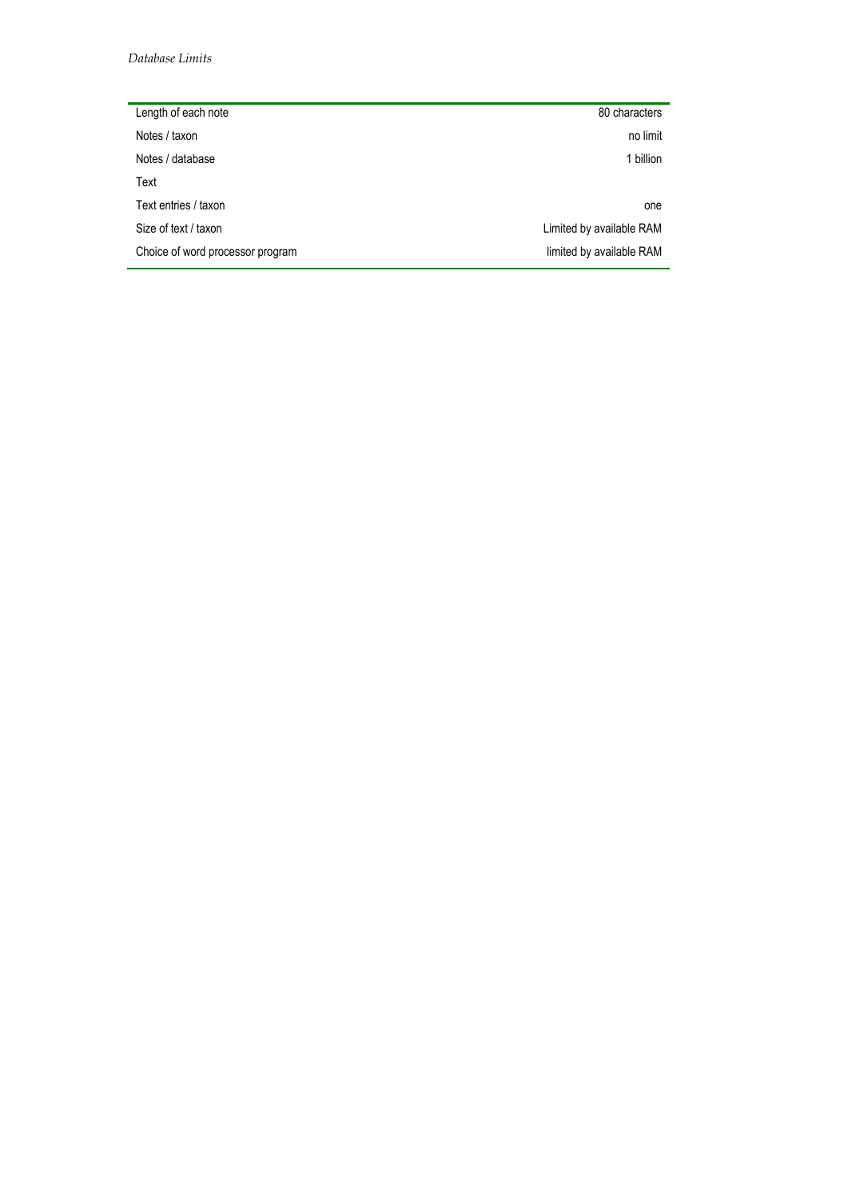| | |
|---|---|
| Length of each note | 80 characters |
| Notes / taxon | no limit |
| Notes / database | 1 billion |
| Text | |
| Text entries / taxon | one |
| Size of text / taxon | Limited by available RAM |
| Choice of word processor program | limited by available RAM |